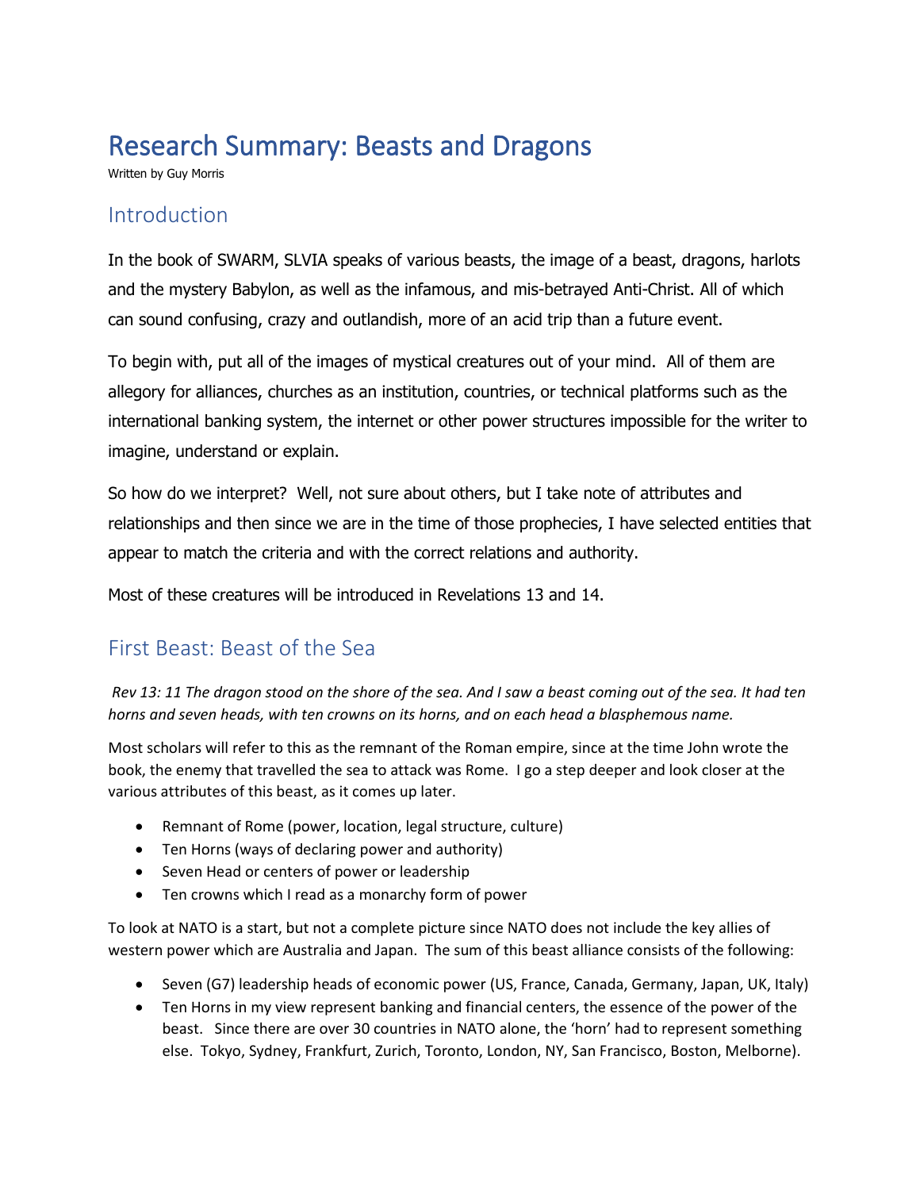# Research Summary: Beasts and Dragons

Written by Guy Morris

## Introduction

In the book of SWARM, SLVIA speaks of various beasts, the image of a beast, dragons, harlots and the mystery Babylon, as well as the infamous, and mis-betrayed Anti-Christ. All of which can sound confusing, crazy and outlandish, more of an acid trip than a future event.

To begin with, put all of the images of mystical creatures out of your mind. All of them are allegory for alliances, churches as an institution, countries, or technical platforms such as the international banking system, the internet or other power structures impossible for the writer to imagine, understand or explain.

So how do we interpret? Well, not sure about others, but I take note of attributes and relationships and then since we are in the time of those prophecies, I have selected entities that appear to match the criteria and with the correct relations and authority.

Most of these creatures will be introduced in Revelations 13 and 14.

## First Beast: Beast of the Sea

*Rev 13: 11 The dragon stood on the shore of the sea. And I saw a beast coming out of the sea. It had ten horns and seven heads, with ten crowns on its horns, and on each head a blasphemous name.*

Most scholars will refer to this as the remnant of the Roman empire, since at the time John wrote the book, the enemy that travelled the sea to attack was Rome. I go a step deeper and look closer at the various attributes of this beast, as it comes up later.

- Remnant of Rome (power, location, legal structure, culture)
- Ten Horns (ways of declaring power and authority)
- Seven Head or centers of power or leadership
- Ten crowns which I read as a monarchy form of power

To look at NATO is a start, but not a complete picture since NATO does not include the key allies of western power which are Australia and Japan. The sum of this beast alliance consists of the following:

- Seven (G7) leadership heads of economic power (US, France, Canada, Germany, Japan, UK, Italy)
- Ten Horns in my view represent banking and financial centers, the essence of the power of the beast. Since there are over 30 countries in NATO alone, the 'horn' had to represent something else. Tokyo, Sydney, Frankfurt, Zurich, Toronto, London, NY, San Francisco, Boston, Melborne).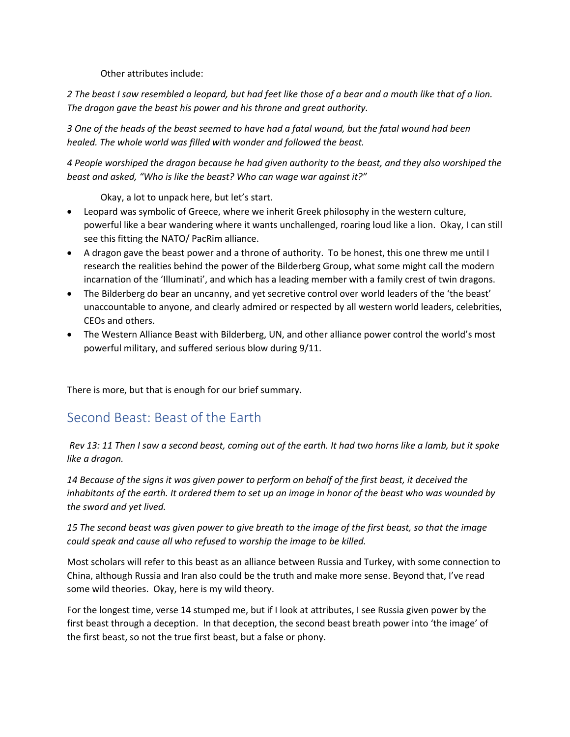Other attributes include:

*2 The beast I saw resembled a leopard, but had feet like those of a bear and a mouth like that of a lion. The dragon gave the beast his power and his throne and great authority.*

*3 One of the heads of the beast seemed to have had a fatal wound, but the fatal wound had been healed. The whole world was filled with wonder and followed the beast.*

*4 People worshiped the dragon because he had given authority to the beast, and they also worshiped the beast and asked, "Who is like the beast? Who can wage war against it?"*

Okay, a lot to unpack here, but let's start.

- Leopard was symbolic of Greece, where we inherit Greek philosophy in the western culture, powerful like a bear wandering where it wants unchallenged, roaring loud like a lion. Okay, I can still see this fitting the NATO/ PacRim alliance.
- A dragon gave the beast power and a throne of authority. To be honest, this one threw me until I research the realities behind the power of the Bilderberg Group, what some might call the modern incarnation of the 'Illuminati', and which has a leading member with a family crest of twin dragons.
- The Bilderberg do bear an uncanny, and yet secretive control over world leaders of the 'the beast' unaccountable to anyone, and clearly admired or respected by all western world leaders, celebrities, CEOs and others.
- The Western Alliance Beast with Bilderberg, UN, and other alliance power control the world's most powerful military, and suffered serious blow during 9/11.

There is more, but that is enough for our brief summary.

## Second Beast: Beast of the Earth

*Rev 13: 11 Then I saw a second beast, coming out of the earth. It had two horns like a lamb, but it spoke like a dragon.*

*14 Because of the signs it was given power to perform on behalf of the first beast, it deceived the inhabitants of the earth. It ordered them to set up an image in honor of the beast who was wounded by the sword and yet lived.*

*15 The second beast was given power to give breath to the image of the first beast, so that the image could speak and cause all who refused to worship the image to be killed.*

Most scholars will refer to this beast as an alliance between Russia and Turkey, with some connection to China, although Russia and Iran also could be the truth and make more sense. Beyond that, I've read some wild theories. Okay, here is my wild theory.

For the longest time, verse 14 stumped me, but if I look at attributes, I see Russia given power by the first beast through a deception. In that deception, the second beast breath power into 'the image' of the first beast, so not the true first beast, but a false or phony.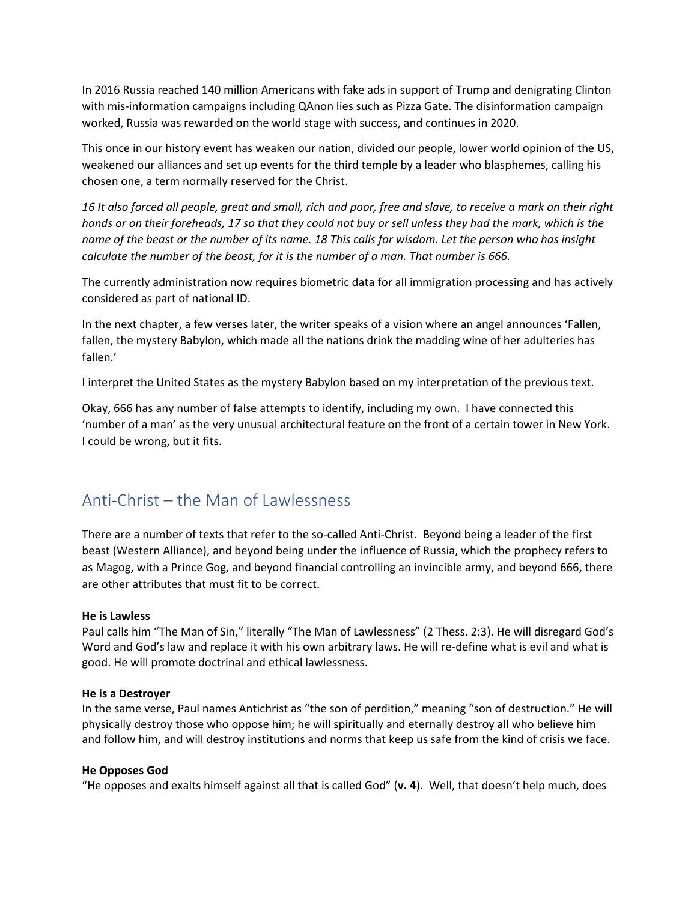In 2016 Russia reached 140 million Americans with fake ads in support of Trump and denigrating Clinton with mis-information campaigns including QAnon lies such as Pizza Gate. The disinformation campaign worked, Russia was rewarded on the world stage with success, and continues in 2020.

This once in our history event has weaken our nation, divided our people, lower world opinion of the US, weakened our alliances and set up events for the third temple by a leader who blasphemes, calling his chosen one, a term normally reserved for the Christ.

*16 It also forced all people, great and small, rich and poor, free and slave, to receive a mark on their right hands or on their foreheads, 17 so that they could not buy or sell unless they had the mark, which is the name of the beast or the number of its name. 18 This calls for wisdom. Let the person who has insight calculate the number of the beast, for it is the number of a man. That number is 666.*

The currently administration now requires biometric data for all immigration processing and has actively considered as part of national ID.

In the next chapter, a few verses later, the writer speaks of a vision where an angel announces 'Fallen, fallen, the mystery Babylon, which made all the nations drink the madding wine of her adulteries has fallen.'

I interpret the United States as the mystery Babylon based on my interpretation of the previous text.

Okay, 666 has any number of false attempts to identify, including my own. I have connected this 'number of a man' as the very unusual architectural feature on the front of a certain tower in New York. I could be wrong, but it fits.

## Anti-Christ – the Man of Lawlessness

There are a number of texts that refer to the so-called Anti-Christ. Beyond being a leader of the first beast (Western Alliance), and beyond being under the influence of Russia, which the prophecy refers to as Magog, with a Prince Gog, and beyond financial controlling an invincible army, and beyond 666, there are other attributes that must fit to be correct.

**He is Lawless**
Paul calls him "The Man of Sin," literally "The Man of Lawlessness" (2 Thess. 2:3). He will disregard God's Word and God's law and replace it with his own arbitrary laws. He will re-define what is evil and what is good. He will promote doctrinal and ethical lawlessness.

**He is a Destroyer**
In the same verse, Paul names Antichrist as "the son of perdition," meaning "son of destruction." He will physically destroy those who oppose him; he will spiritually and eternally destroy all who believe him and follow him, and will destroy institutions and norms that keep us safe from the kind of crisis we face.

**He Opposes God**
"He opposes and exalts himself against all that is called God" (**v. 4**). Well, that doesn't help much, does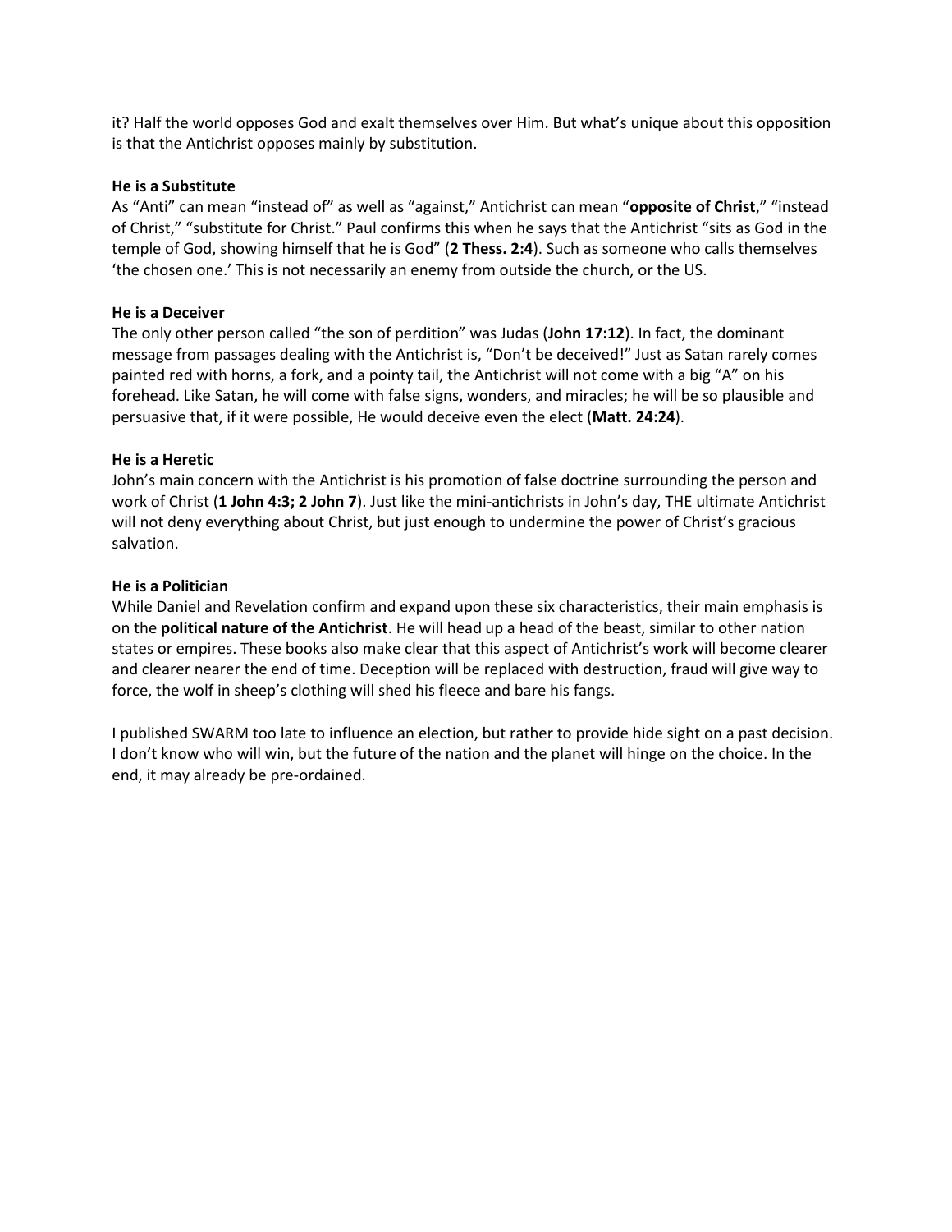it? Half the world opposes God and exalt themselves over Him. But what's unique about this opposition is that the Antichrist opposes mainly by substitution.

**He is a Substitute**

As "Anti" can mean "instead of" as well as "against," Antichrist can mean "**opposite of Christ**," "instead of Christ," "substitute for Christ." Paul confirms this when he says that the Antichrist "sits as God in the temple of God, showing himself that he is God" (**2 Thess. 2:4**). Such as someone who calls themselves 'the chosen one.' This is not necessarily an enemy from outside the church, or the US.

**He is a Deceiver**

The only other person called "the son of perdition" was Judas (**John 17:12**). In fact, the dominant message from passages dealing with the Antichrist is, "Don't be deceived!" Just as Satan rarely comes painted red with horns, a fork, and a pointy tail, the Antichrist will not come with a big "A" on his forehead. Like Satan, he will come with false signs, wonders, and miracles; he will be so plausible and persuasive that, if it were possible, He would deceive even the elect (**Matt. 24:24**).

**He is a Heretic**

John's main concern with the Antichrist is his promotion of false doctrine surrounding the person and work of Christ (**1 John 4:3; 2 John 7**). Just like the mini-antichrists in John's day, THE ultimate Antichrist will not deny everything about Christ, but just enough to undermine the power of Christ's gracious salvation.

**He is a Politician**

While Daniel and Revelation confirm and expand upon these six characteristics, their main emphasis is on the **political nature of the Antichrist**. He will head up a head of the beast, similar to other nation states or empires. These books also make clear that this aspect of Antichrist's work will become clearer and clearer nearer the end of time. Deception will be replaced with destruction, fraud will give way to force, the wolf in sheep's clothing will shed his fleece and bare his fangs.

I published SWARM too late to influence an election, but rather to provide hide sight on a past decision. I don't know who will win, but the future of the nation and the planet will hinge on the choice. In the end, it may already be pre-ordained.